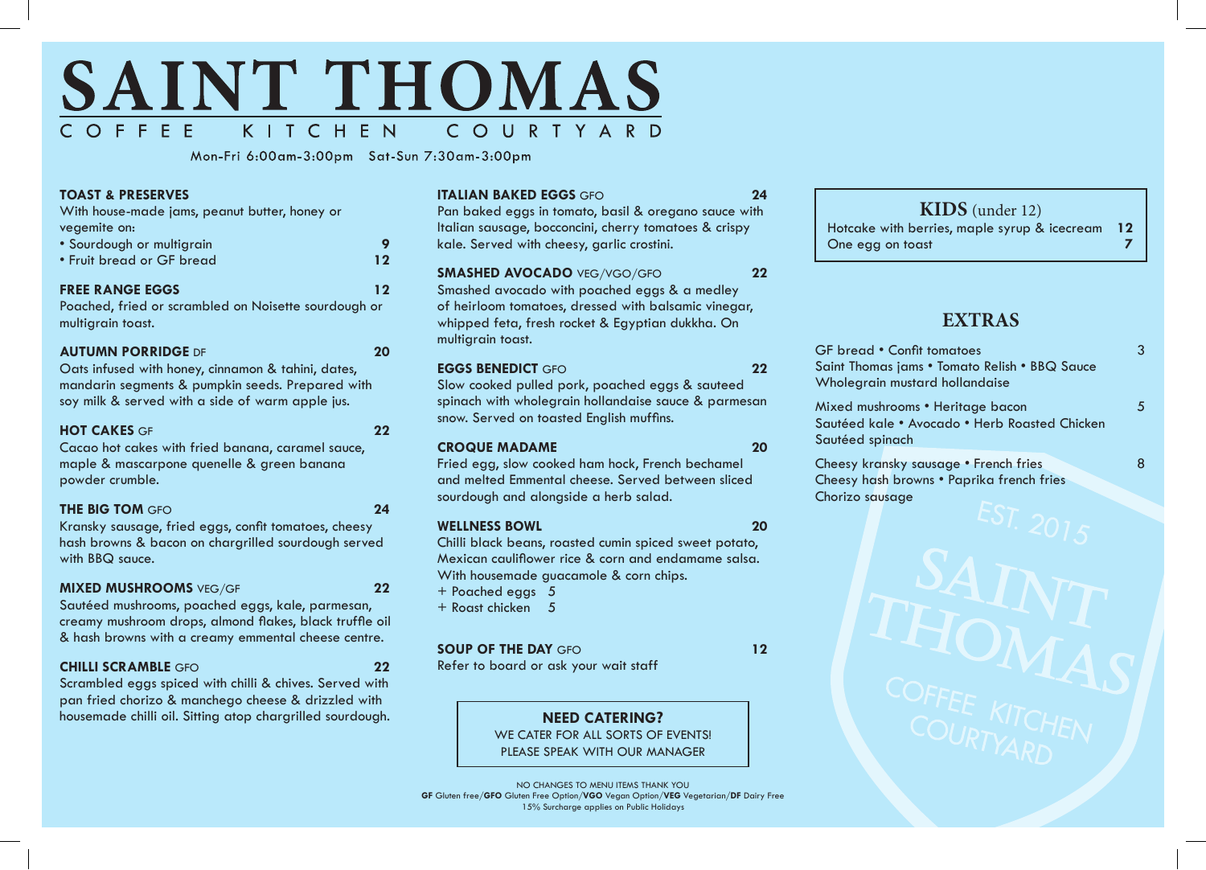# SAINT THOMAS

COFFEE KITCHEN COURTYARD

Mon-Fri 6:00am-3:00pm Sat-Sun 7:30am-3:00pm

**TOAST & PRESERVES**
With house-made jams, peanut butter, honey or vegemite on:
- Sourdough or multigrain **9**
- Fruit bread or GF bread **12**

**FREE RANGE EGGS** **12**
Poached, fried or scrambled on Noisette sourdough or multigrain toast.

**AUTUMN PORRIDGE** DF **20**
Oats infused with honey, cinnamon & tahini, dates, mandarin segments & pumpkin seeds. Prepared with soy milk & served with a side of warm apple jus.

**HOT CAKES** GF **22**
Cacao hot cakes with fried banana, caramel sauce, maple & mascarpone quenelle & green banana powder crumble.

**THE BIG TOM** GFO **24**
Kransky sausage, fried eggs, confit tomatoes, cheesy hash browns & bacon on chargrilled sourdough served with BBQ sauce.

**MIXED MUSHROOMS** VEG/GF **22**
Sautéed mushrooms, poached eggs, kale, parmesan, creamy mushroom drops, almond flakes, black truffle oil & hash browns with a creamy emmental cheese centre.

**CHILLI SCRAMBLE** GFO **22**
Scrambled eggs spiced with chilli & chives. Served with pan fried chorizo & manchego cheese & drizzled with housemade chilli oil. Sitting atop chargrilled sourdough.

**ITALIAN BAKED EGGS** GFO **24**
Pan baked eggs in tomato, basil & oregano sauce with Italian sausage, bocconcini, cherry tomatoes & crispy kale. Served with cheesy, garlic crostini.

**SMASHED AVOCADO** VEG/VGO/GFO **22**
Smashed avocado with poached eggs & a medley of heirloom tomatoes, dressed with balsamic vinegar, whipped feta, fresh rocket & Egyptian dukkha. On multigrain toast.

**EGGS BENEDICT** GFO **22**
Slow cooked pulled pork, poached eggs & sauteed spinach with wholegrain hollandaise sauce & parmesan snow. Served on toasted English muffins.

**CROQUE MADAME** **20**
Fried egg, slow cooked ham hock, French bechamel and melted Emmental cheese. Served between sliced sourdough and alongside a herb salad.

**WELLNESS BOWL** **20**
Chilli black beans, roasted cumin spiced sweet potato, Mexican cauliflower rice & corn and endamame salsa. With housemade guacamole & corn chips.
+ Poached eggs 5
+ Roast chicken 5

**SOUP OF THE DAY** GFO **12**
Refer to board or ask your wait staff

**NEED CATERING?**
WE CATER FOR ALL SORTS OF EVENTS!
PLEASE SPEAK WITH OUR MANAGER

## KIDS (under 12)

Hotcake with berries, maple syrup & icecream **12**
One egg on toast **7**

## EXTRAS

GF bread • Confit tomatoes • Saint Thomas jams • Tomato Relish • BBQ Sauce • Wholegrain mustard hollandaise 3

Mixed mushrooms • Heritage bacon • Sautéed kale • Avocado • Herb Roasted Chicken • Sautéed spinach 5

Cheesy kransky sausage • French fries • Cheesy hash browns • Paprika french fries • Chorizo sausage 8

NO CHANGES TO MENU ITEMS THANK YOU
**GF** Gluten free/**GFO** Gluten Free Option/**VGO** Vegan Option/**VEG** Vegetarian/**DF** Dairy Free
15% Surcharge applies on Public Holidays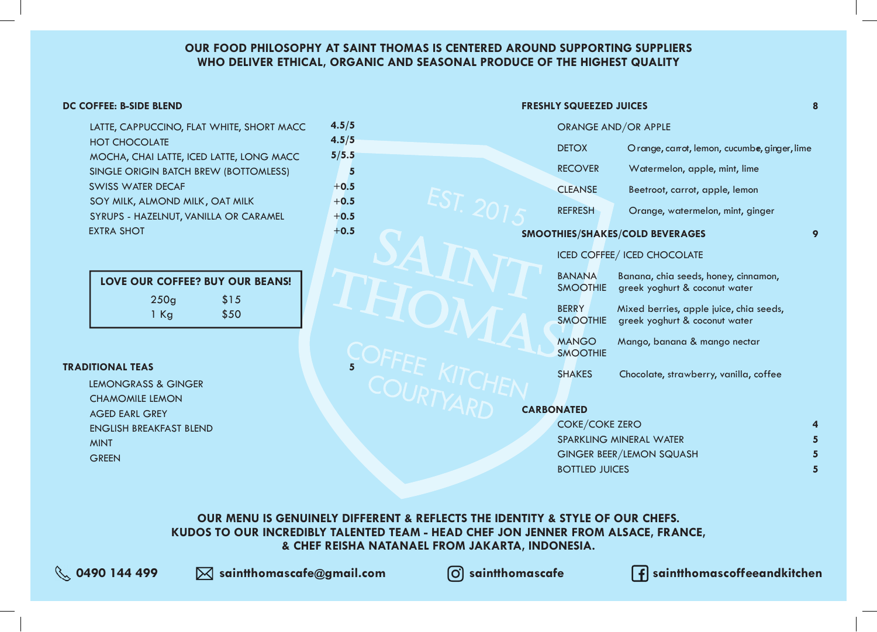**OUR FOOD PHILOSOPHY AT SAINT THOMAS IS CENTERED AROUND SUPPORTING SUPPLIERS WHO DELIVER ETHICAL, ORGANIC AND SEASONAL PRODUCE OF THE HIGHEST QUALITY**

## DC COFFEE: B-SIDE BLEND

| | |
|---|---|
| LATTE, CAPPUCCINO, FLAT WHITE, SHORT MACC | 4.5/5 |
| HOT CHOCOLATE | 4.5/5 |
| MOCHA, CHAI LATTE, ICED LATTE, LONG MACC | 5/5.5 |
| SINGLE ORIGIN BATCH BREW (BOTTOMLESS) | 5 |
| SWISS WATER DECAF | +0.5 |
| SOY MILK, ALMOND MILK, OAT MILK | +0.5 |
| SYRUPS - HAZELNUT, VANILLA OR CARAMEL | +0.5 |
| EXTRA SHOT | +0.5 |

**LOVE OUR COFFEE? BUY OUR BEANS!**

| | |
|---|---|
| 250g | $15 |
| 1 Kg | $50 |

## TRADITIONAL TEAS — 5

- LEMONGRASS & GINGER
- CHAMOMILE LEMON
- AGED EARL GREY
- ENGLISH BREAKFAST BLEND
- MINT
- GREEN

EST. 2015

SAINT THOMAS

COFFEE KITCHEN COURTYARD

## FRESHLY SQUEEZED JUICES — 8

| | |
|---|---|
| ORANGE AND/OR APPLE | |
| DETOX | Orange, carrot, lemon, cucumbe, ginger, lime |
| RECOVER | Watermelon, apple, mint, lime |
| CLEANSE | Beetroot, carrot, apple, lemon |
| REFRESH | Orange, watermelon, mint, ginger |

## SMOOTHIES/SHAKES/COLD BEVERAGES — 9

| | |
|---|---|
| ICED COFFEE/ ICED CHOCOLATE | |
| BANANA SMOOTHIE | Banana, chia seeds, honey, cinnamon, greek yoghurt & coconut water |
| BERRY SMOOTHIE | Mixed berries, apple juice, chia seeds, greek yoghurt & coconut water |
| MANGO SMOOTHIE | Mango, banana & mango nectar |
| SHAKES | Chocolate, strawberry, vanilla, coffee |

## CARBONATED

| | |
|---|---|
| COKE/COKE ZERO | 4 |
| SPARKLING MINERAL WATER | 5 |
| GINGER BEER/LEMON SQUASH | 5 |
| BOTTLED JUICES | 5 |

**OUR MENU IS GENUINELY DIFFERENT & REFLECTS THE IDENTITY & STYLE OF OUR CHEFS. KUDOS TO OUR INCREDIBLY TALENTED TEAM - HEAD CHEF JON JENNER FROM ALSACE, FRANCE, & CHEF REISHA NATANAEL FROM JAKARTA, INDONESIA.**

0490 144 499 | saintthomascafe@gmail.com | saintthomascafe | saintthomascoffeeandkitchen